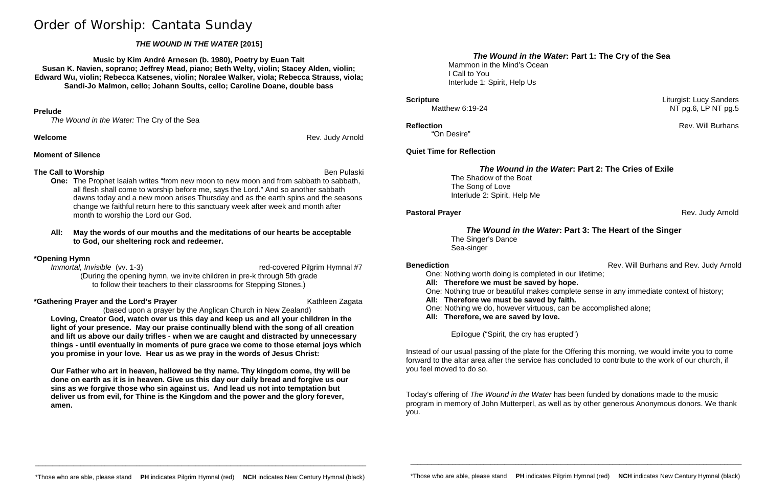# Order of Worship: Cantata Sunday

***THE WOUND IN THE WATER* [2015]**

**Music by Kim André Arnesen (b. 1980), Poetry by Euan Tait**
**Susan K. Navien, soprano; Jeffrey Mead, piano; Beth Welty, violin; Stacey Alden, violin; Edward Wu, violin; Rebecca Katsenes, violin; Noralee Walker, viola; Rebecca Strauss, viola; Sandi-Jo Malmon, cello; Johann Soults, cello; Caroline Doane, double bass**

**Prelude**
*The Wound in the Water:* The Cry of the Sea

**Welcome** — Rev. Judy Arnold

**Moment of Silence**

**The Call to Worship** — Ben Pulaski

**One:** The Prophet Isaiah writes "from new moon to new moon and from sabbath to sabbath, all flesh shall come to worship before me, says the Lord." And so another sabbath dawns today and a new moon arises Thursday and as the earth spins and the seasons change we faithful return here to this sanctuary week after week and month after month to worship the Lord our God.

**All: May the words of our mouths and the meditations of our hearts be acceptable to God, our sheltering rock and redeemer.**

**\*Opening Hymn**
*Immortal, Invisible* (vv. 1-3) — red-covered Pilgrim Hymnal #7
(During the opening hymn, we invite children in pre-k through 5th grade to follow their teachers to their classrooms for Stepping Stones.)

**\*Gathering Prayer and the Lord's Prayer** — Kathleen Zagata
(based upon a prayer by the Anglican Church in New Zealand)

**Loving, Creator God, watch over us this day and keep us and all your children in the light of your presence. May our praise continually blend with the song of all creation and lift us above our daily trifles - when we are caught and distracted by unnecessary things - until eventually in moments of pure grace we come to those eternal joys which you promise in your love. Hear us as we pray in the words of Jesus Christ:**

**Our Father who art in heaven, hallowed be thy name. Thy kingdom come, thy will be done on earth as it is in heaven. Give us this day our daily bread and forgive us our sins as we forgive those who sin against us. And lead us not into temptation but deliver us from evil, for Thine is the Kingdom and the power and the glory forever, amen.**

***The Wound in the Water*: Part 1: The Cry of the Sea**
Mammon in the Mind's Ocean
I Call to You
Interlude 1: Spirit, Help Us

**Scripture** — Liturgist: Lucy Sanders
Matthew 6:19-24 — NT pg.6, LP NT pg.5

**Reflection** — Rev. Will Burhans
"On Desire"

**Quiet Time for Reflection**

***The Wound in the Water*: Part 2: The Cries of Exile**
The Shadow of the Boat
The Song of Love
Interlude 2: Spirit, Help Me

**Pastoral Prayer** — Rev. Judy Arnold

***The Wound in the Water*: Part 3: The Heart of the Singer**
The Singer's Dance
Sea-singer

**Benediction** — Rev. Will Burhans and Rev. Judy Arnold

One: Nothing worth doing is completed in our lifetime;
**All: Therefore we must be saved by hope.**
One: Nothing true or beautiful makes complete sense in any immediate context of history;
**All: Therefore we must be saved by faith.**
One: Nothing we do, however virtuous, can be accomplished alone;
**All: Therefore, we are saved by love.**

Epilogue ("Spirit, the cry has erupted")

Instead of our usual passing of the plate for the Offering this morning, we would invite you to come forward to the altar area after the service has concluded to contribute to the work of our church, if you feel moved to do so.

Today's offering of *The Wound in the Water* has been funded by donations made to the music program in memory of John Mutterperl, as well as by other generous Anonymous donors. We thank you.

\*Those who are able, please stand **PH** indicates Pilgrim Hymnal (red) **NCH** indicates New Century Hymnal (black)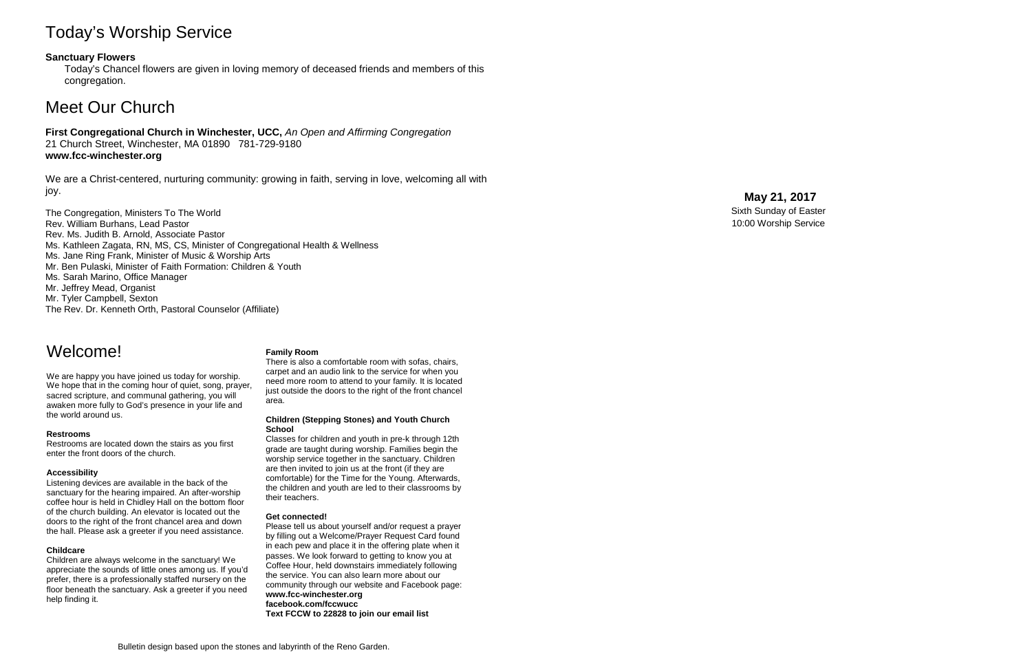# Today's Worship Service

**Sanctuary Flowers**

Today's Chancel flowers are given in loving memory of deceased friends and members of this congregation.

# Meet Our Church

**First Congregational Church in Winchester, UCC,** *An Open and Affirming Congregation*
21 Church Street, Winchester, MA 01890 781-729-9180
**www.fcc-winchester.org**

We are a Christ-centered, nurturing community: growing in faith, serving in love, welcoming all with joy.

The Congregation, Ministers To The World
Rev. William Burhans, Lead Pastor
Rev. Ms. Judith B. Arnold, Associate Pastor
Ms. Kathleen Zagata, RN, MS, CS, Minister of Congregational Health & Wellness
Ms. Jane Ring Frank, Minister of Music & Worship Arts
Mr. Ben Pulaski, Minister of Faith Formation: Children & Youth
Ms. Sarah Marino, Office Manager
Mr. Jeffrey Mead, Organist
Mr. Tyler Campbell, Sexton
The Rev. Dr. Kenneth Orth, Pastoral Counselor (Affiliate)

# Welcome!

We are happy you have joined us today for worship. We hope that in the coming hour of quiet, song, prayer, sacred scripture, and communal gathering, you will awaken more fully to God's presence in your life and the world around us.

**Restrooms**

Restrooms are located down the stairs as you first enter the front doors of the church.

**Accessibility**

Listening devices are available in the back of the sanctuary for the hearing impaired. An after-worship coffee hour is held in Chidley Hall on the bottom floor of the church building. An elevator is located out the doors to the right of the front chancel area and down the hall. Please ask a greeter if you need assistance.

**Childcare**

Children are always welcome in the sanctuary! We appreciate the sounds of little ones among us. If you'd prefer, there is a professionally staffed nursery on the floor beneath the sanctuary. Ask a greeter if you need help finding it.

**Family Room**

There is also a comfortable room with sofas, chairs, carpet and an audio link to the service for when you need more room to attend to your family. It is located just outside the doors to the right of the front chancel area.

**Children (Stepping Stones) and Youth Church School**

Classes for children and youth in pre-k through 12th grade are taught during worship. Families begin the worship service together in the sanctuary. Children are then invited to join us at the front (if they are comfortable) for the Time for the Young. Afterwards, the children and youth are led to their classrooms by their teachers.

**Get connected!**

Please tell us about yourself and/or request a prayer by filling out a Welcome/Prayer Request Card found in each pew and place it in the offering plate when it passes. We look forward to getting to know you at Coffee Hour, held downstairs immediately following the service. You can also learn more about our community through our website and Facebook page:
**www.fcc-winchester.org**
**facebook.com/fccwucc**
**Text FCCW to 22828 to join our email list**

Bulletin design based upon the stones and labyrinth of the Reno Garden.

**May 21, 2017**
Sixth Sunday of Easter
10:00 Worship Service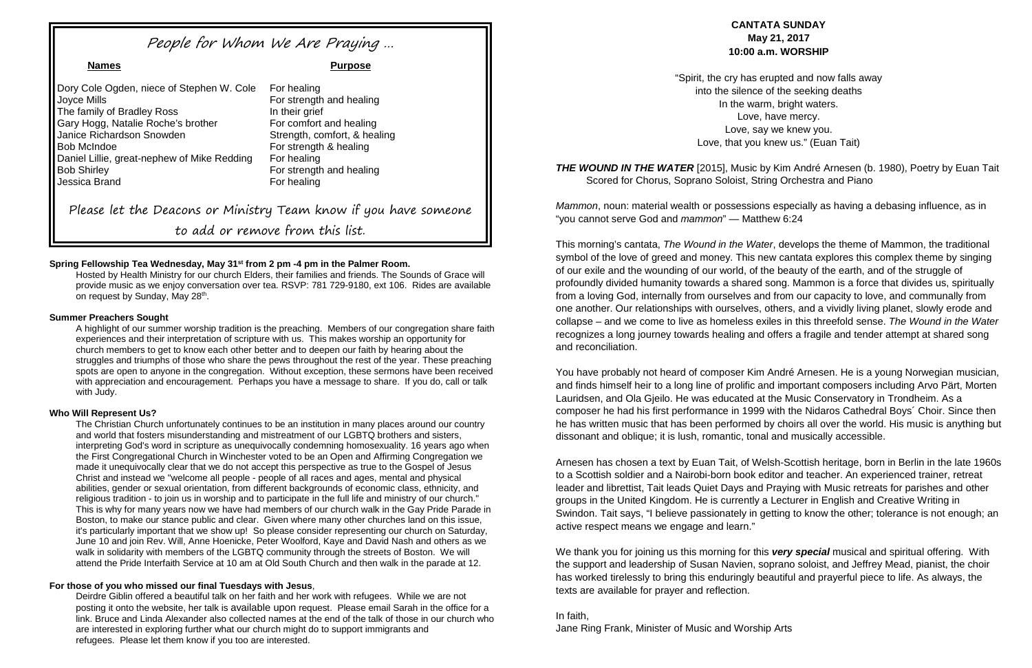## People for Whom We Are Praying …

| Names | Purpose |
| --- | --- |
| Dory Cole Ogden, niece of Stephen W. Cole | For healing |
| Joyce Mills | For strength and healing |
| The family of Bradley Ross | In their grief |
| Gary Hogg, Natalie Roche's brother | For comfort and healing |
| Janice Richardson Snowden | Strength, comfort, & healing |
| Bob McIndoe | For strength & healing |
| Daniel Lillie, great-nephew of Mike Redding | For healing |
| Bob Shirley | For strength and healing |
| Jessica Brand | For healing |

Please let the Deacons or Ministry Team know if you have someone to add or remove from this list.

**Spring Fellowship Tea Wednesday, May 31st from 2 pm -4 pm in the Palmer Room.**

Hosted by Health Ministry for our church Elders, their families and friends. The Sounds of Grace will provide music as we enjoy conversation over tea. RSVP: 781 729-9180, ext 106. Rides are available on request by Sunday, May 28th.

**Summer Preachers Sought**

A highlight of our summer worship tradition is the preaching. Members of our congregation share faith experiences and their interpretation of scripture with us. This makes worship an opportunity for church members to get to know each other better and to deepen our faith by hearing about the struggles and triumphs of those who share the pews throughout the rest of the year. These preaching spots are open to anyone in the congregation. Without exception, these sermons have been received with appreciation and encouragement. Perhaps you have a message to share. If you do, call or talk with Judy.

**Who Will Represent Us?**

The Christian Church unfortunately continues to be an institution in many places around our country and world that fosters misunderstanding and mistreatment of our LGBTQ brothers and sisters, interpreting God's word in scripture as unequivocally condemning homosexuality. 16 years ago when the First Congregational Church in Winchester voted to be an Open and Affirming Congregation we made it unequivocally clear that we do not accept this perspective as true to the Gospel of Jesus Christ and instead we "welcome all people - people of all races and ages, mental and physical abilities, gender or sexual orientation, from different backgrounds of economic class, ethnicity, and religious tradition - to join us in worship and to participate in the full life and ministry of our church." This is why for many years now we have had members of our church walk in the Gay Pride Parade in Boston, to make our stance public and clear. Given where many other churches land on this issue, it's particularly important that we show up! So please consider representing our church on Saturday, June 10 and join Rev. Will, Anne Hoenicke, Peter Woolford, Kaye and David Nash and others as we walk in solidarity with members of the LGBTQ community through the streets of Boston. We will attend the Pride Interfaith Service at 10 am at Old South Church and then walk in the parade at 12.

**For those of you who missed our final Tuesdays with Jesus**,

Deirdre Giblin offered a beautiful talk on her faith and her work with refugees. While we are not posting it onto the website, her talk is available upon request. Please email Sarah in the office for a link. Bruce and Linda Alexander also collected names at the end of the talk of those in our church who are interested in exploring further what our church might do to support immigrants and refugees. Please let them know if you too are interested.

**CANTATA SUNDAY**
**May 21, 2017**
**10:00 a.m. WORSHIP**

"Spirit, the cry has erupted and now falls away
into the silence of the seeking deaths
In the warm, bright waters.
Love, have mercy.
Love, say we knew you.
Love, that you knew us." (Euan Tait)

***THE WOUND IN THE WATER*** [2015], Music by Kim André Arnesen (b. 1980), Poetry by Euan Tait
Scored for Chorus, Soprano Soloist, String Orchestra and Piano

*Mammon*, noun: material wealth or possessions especially as having a debasing influence, as in "you cannot serve God and *mammon*" — Matthew 6:24

This morning's cantata, *The Wound in the Water*, develops the theme of Mammon, the traditional symbol of the love of greed and money. This new cantata explores this complex theme by singing of our exile and the wounding of our world, of the beauty of the earth, and of the struggle of profoundly divided humanity towards a shared song. Mammon is a force that divides us, spiritually from a loving God, internally from ourselves and from our capacity to love, and communally from one another. Our relationships with ourselves, others, and a vividly living planet, slowly erode and collapse – and we come to live as homeless exiles in this threefold sense. *The Wound in the Water* recognizes a long journey towards healing and offers a fragile and tender attempt at shared song and reconciliation.

You have probably not heard of composer Kim André Arnesen. He is a young Norwegian musician, and finds himself heir to a long line of prolific and important composers including Arvo Pärt, Morten Lauridsen, and Ola Gjeilo. He was educated at the Music Conservatory in Trondheim. As a composer he had his first performance in 1999 with the Nidaros Cathedral Boys´ Choir. Since then he has written music that has been performed by choirs all over the world. His music is anything but dissonant and oblique; it is lush, romantic, tonal and musically accessible.

Arnesen has chosen a text by Euan Tait, of Welsh-Scottish heritage, born in Berlin in the late 1960s to a Scottish soldier and a Nairobi-born book editor and teacher. An experienced trainer, retreat leader and librettist, Tait leads Quiet Days and Praying with Music retreats for parishes and other groups in the United Kingdom. He is currently a Lecturer in English and Creative Writing in Swindon. Tait says, "I believe passionately in getting to know the other; tolerance is not enough; an active respect means we engage and learn."

We thank you for joining us this morning for this ***very special*** musical and spiritual offering. With the support and leadership of Susan Navien, soprano soloist, and Jeffrey Mead, pianist, the choir has worked tirelessly to bring this enduringly beautiful and prayerful piece to life. As always, the texts are available for prayer and reflection.

In faith,
Jane Ring Frank, Minister of Music and Worship Arts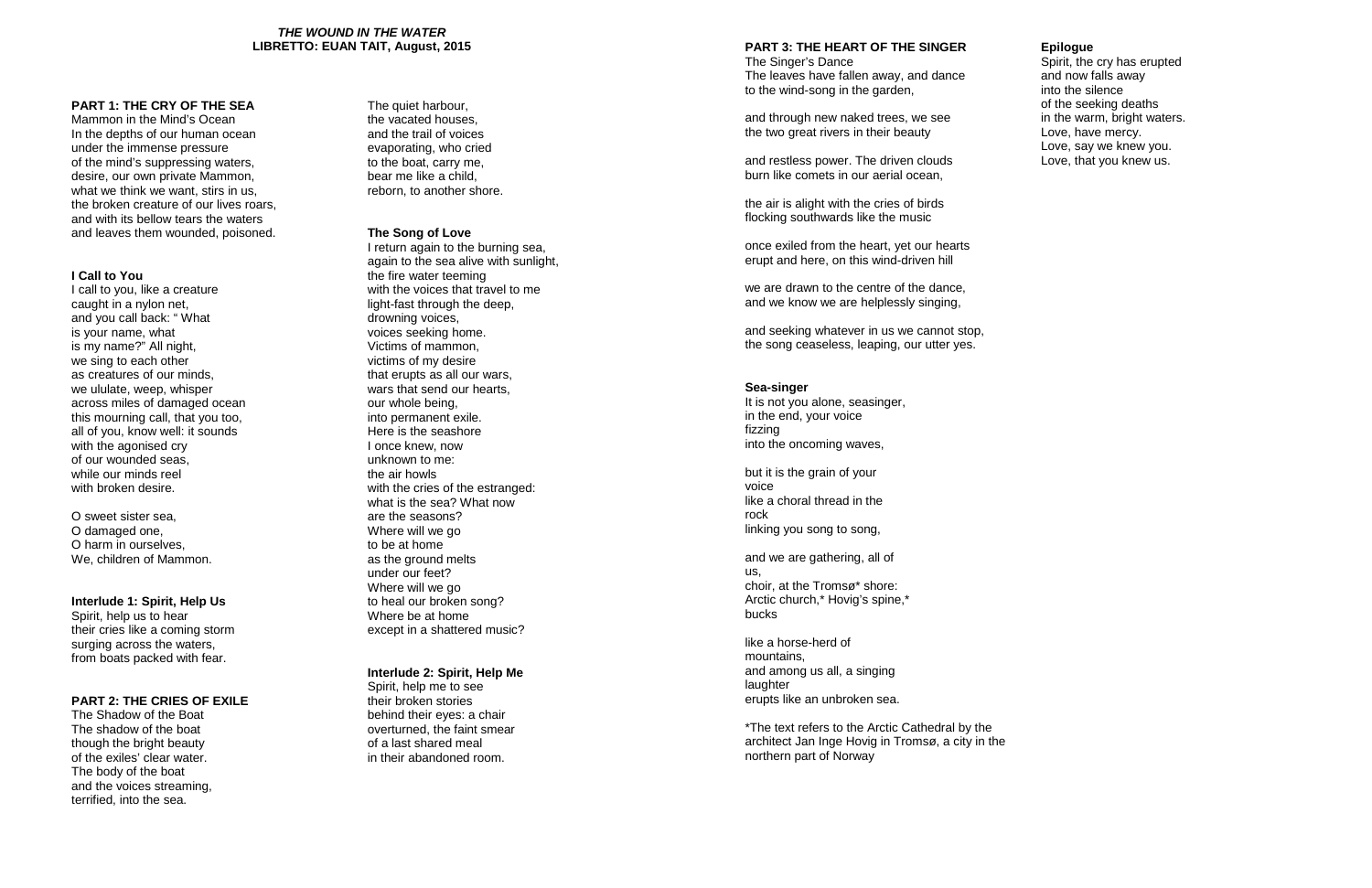***THE WOUND IN THE WATER***
**LIBRETTO: EUAN TAIT, August, 2015**

## PART 1: THE CRY OF THE SEA

Mammon in the Mind's Ocean
In the depths of our human ocean
under the immense pressure
of the mind's suppressing waters,
desire, our own private Mammon,
what we think we want, stirs in us,
the broken creature of our lives roars,
and with its bellow tears the waters
and leaves them wounded, poisoned.

### I Call to You

I call to you, like a creature
caught in a nylon net,
and you call back: " What
is your name, what
is my name?" All night,
we sing to each other
as creatures of our minds,
we ululate, weep, whisper
across miles of damaged ocean
this mourning call, that you too,
all of you, know well: it sounds
with the agonised cry
of our wounded seas,
while our minds reel
with broken desire.

O sweet sister sea,
O damaged one,
O harm in ourselves,
We, children of Mammon.

### Interlude 1: Spirit, Help Us

Spirit, help us to hear
their cries like a coming storm
surging across the waters,
from boats packed with fear.

## PART 2: THE CRIES OF EXILE

The Shadow of the Boat
The shadow of the boat
though the bright beauty
of the exiles' clear water.
The body of the boat
and the voices streaming,
terrified, into the sea.

The quiet harbour,
the vacated houses,
and the trail of voices
evaporating, who cried
to the boat, carry me,
bear me like a child,
reborn, to another shore.

### The Song of Love

I return again to the burning sea,
again to the sea alive with sunlight,
the fire water teeming
with the voices that travel to me
light-fast through the deep,
drowning voices,
voices seeking home.
Victims of mammon,
victims of my desire
that erupts as all our wars,
wars that send our hearts,
our whole being,
into permanent exile.
Here is the seashore
I once knew, now
unknown to me:
the air howls
with the cries of the estranged:
what is the sea? What now
are the seasons?
Where will we go
to be at home
as the ground melts
under our feet?
Where will we go
to heal our broken song?
Where be at home
except in a shattered music?

### Interlude 2: Spirit, Help Me

Spirit, help me to see
their broken stories
behind their eyes: a chair
overturned, the faint smear
of a last shared meal
in their abandoned room.

## PART 3: THE HEART OF THE SINGER

The Singer's Dance
The leaves have fallen away, and dance
to the wind-song in the garden,

and through new naked trees, we see
the two great rivers in their beauty

and restless power. The driven clouds
burn like comets in our aerial ocean,

the air is alight with the cries of birds
flocking southwards like the music

once exiled from the heart, yet our hearts
erupt and here, on this wind-driven hill

we are drawn to the centre of the dance,
and we know we are helplessly singing,

and seeking whatever in us we cannot stop,
the song ceaseless, leaping, our utter yes.

### Sea-singer

It is not you alone, seasinger,
in the end, your voice
fizzing
into the oncoming waves,

but it is the grain of your
voice
like a choral thread in the
rock
linking you song to song,

and we are gathering, all of
us,
choir, at the Tromsø* shore:
Arctic church,* Hovig's spine,*
bucks

like a horse-herd of
mountains,
and among us all, a singing
laughter
erupts like an unbroken sea.

*The text refers to the Arctic Cathedral by the architect Jan Inge Hovig in Tromsø, a city in the northern part of Norway

### Epilogue

Spirit, the cry has erupted
and now falls away
into the silence
of the seeking deaths
in the warm, bright waters.
Love, have mercy.
Love, say we knew you.
Love, that you knew us.